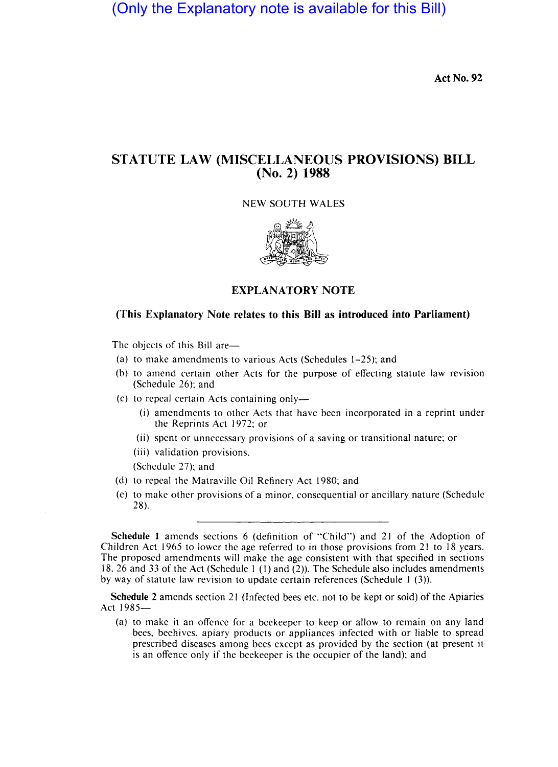(Only the Explanatory note is available for this Bill)

**Act No. 92**

# STATUTE LAW (MISCELLANEOUS PROVISIONS) BILL (No. 2) 1988

NEW SOUTH WALES

## EXPLANATORY NOTE

**(This Explanatory Note relates to this Bill as introduced into Parliament)**

The objects of this Bill are—

(a) to make amendments to various Acts (Schedules 1–25); and

(b) to amend certain other Acts for the purpose of effecting statute law revision (Schedule 26); and

(c) to repeal certain Acts containing only—

  (i) amendments to other Acts that have been incorporated in a reprint under the Reprints Act 1972; or

  (ii) spent or unnecessary provisions of a saving or transitional nature; or

  (iii) validation provisions,

  (Schedule 27); and

(d) to repeal the Matraville Oil Refinery Act 1980; and

(e) to make other provisions of a minor, consequential or ancillary nature (Schedule 28).

---

**Schedule 1** amends sections 6 (definition of "Child") and 21 of the Adoption of Children Act 1965 to lower the age referred to in those provisions from 21 to 18 years. The proposed amendments will make the age consistent with that specified in sections 18, 26 and 33 of the Act (Schedule 1 (1) and (2)). The Schedule also includes amendments by way of statute law revision to update certain references (Schedule 1 (3)).

**Schedule 2** amends section 21 (Infected bees etc. not to be kept or sold) of the Apiaries Act 1985—

(a) to make it an offence for a beekeeper to keep or allow to remain on any land bees, beehives, apiary products or appliances infected with or liable to spread prescribed diseases among bees except as provided by the section (at present it is an offence only if the beekeeper is the occupier of the land); and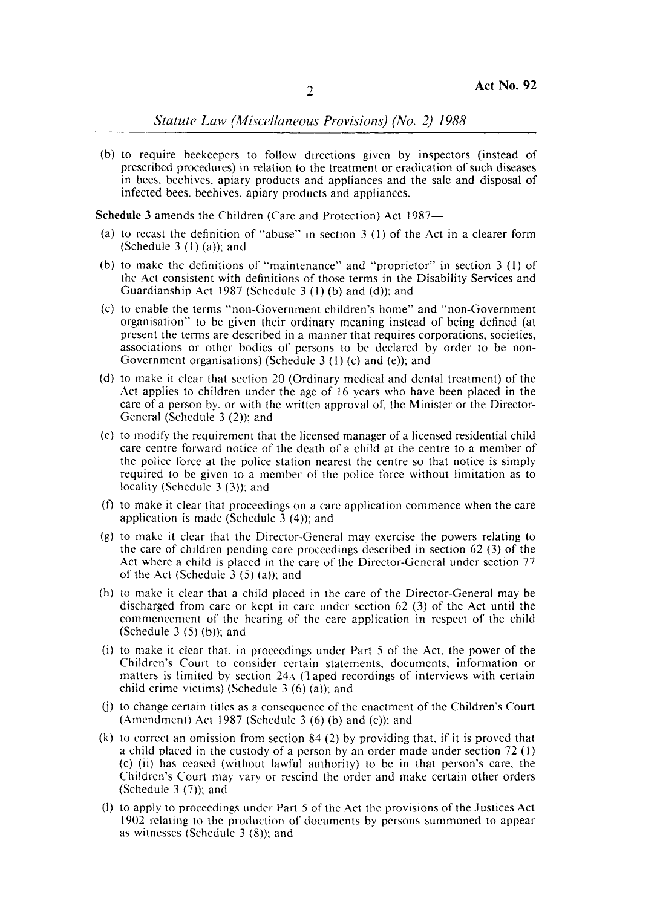(b) to require beekeepers to follow directions given by inspectors (instead of prescribed procedures) in relation to the treatment or eradication of such diseases in bees, beehives, apiary products and appliances and the sale and disposal of infected bees, beehives, apiary products and appliances.

**Schedule 3** amends the Children (Care and Protection) Act 1987—

(a) to recast the definition of "abuse" in section 3 (1) of the Act in a clearer form (Schedule 3 (1) (a)); and

(b) to make the definitions of "maintenance" and "proprietor" in section 3 (1) of the Act consistent with definitions of those terms in the Disability Services and Guardianship Act 1987 (Schedule 3 (1) (b) and (d)); and

(c) to enable the terms "non-Government children's home" and "non-Government organisation" to be given their ordinary meaning instead of being defined (at present the terms are described in a manner that requires corporations, societies, associations or other bodies of persons to be declared by order to be non-Government organisations) (Schedule 3 (1) (c) and (e)); and

(d) to make it clear that section 20 (Ordinary medical and dental treatment) of the Act applies to children under the age of 16 years who have been placed in the care of a person by, or with the written approval of, the Minister or the Director-General (Schedule 3 (2)); and

(e) to modify the requirement that the licensed manager of a licensed residential child care centre forward notice of the death of a child at the centre to a member of the police force at the police station nearest the centre so that notice is simply required to be given to a member of the police force without limitation as to locality (Schedule 3 (3)); and

(f) to make it clear that proceedings on a care application commence when the care application is made (Schedule 3 (4)); and

(g) to make it clear that the Director-General may exercise the powers relating to the care of children pending care proceedings described in section 62 (3) of the Act where a child is placed in the care of the Director-General under section 77 of the Act (Schedule 3 (5) (a)); and

(h) to make it clear that a child placed in the care of the Director-General may be discharged from care or kept in care under section 62 (3) of the Act until the commencement of the hearing of the care application in respect of the child (Schedule 3 (5) (b)); and

(i) to make it clear that, in proceedings under Part 5 of the Act, the power of the Children's Court to consider certain statements, documents, information or matters is limited by section 24A (Taped recordings of interviews with certain child crime victims) (Schedule 3 (6) (a)); and

(j) to change certain titles as a consequence of the enactment of the Children's Court (Amendment) Act 1987 (Schedule 3 (6) (b) and (c)); and

(k) to correct an omission from section 84 (2) by providing that, if it is proved that a child placed in the custody of a person by an order made under section 72 (1) (c) (ii) has ceased (without lawful authority) to be in that person's care, the Children's Court may vary or rescind the order and make certain other orders (Schedule 3 (7)); and

(l) to apply to proceedings under Part 5 of the Act the provisions of the Justices Act 1902 relating to the production of documents by persons summoned to appear as witnesses (Schedule 3 (8)); and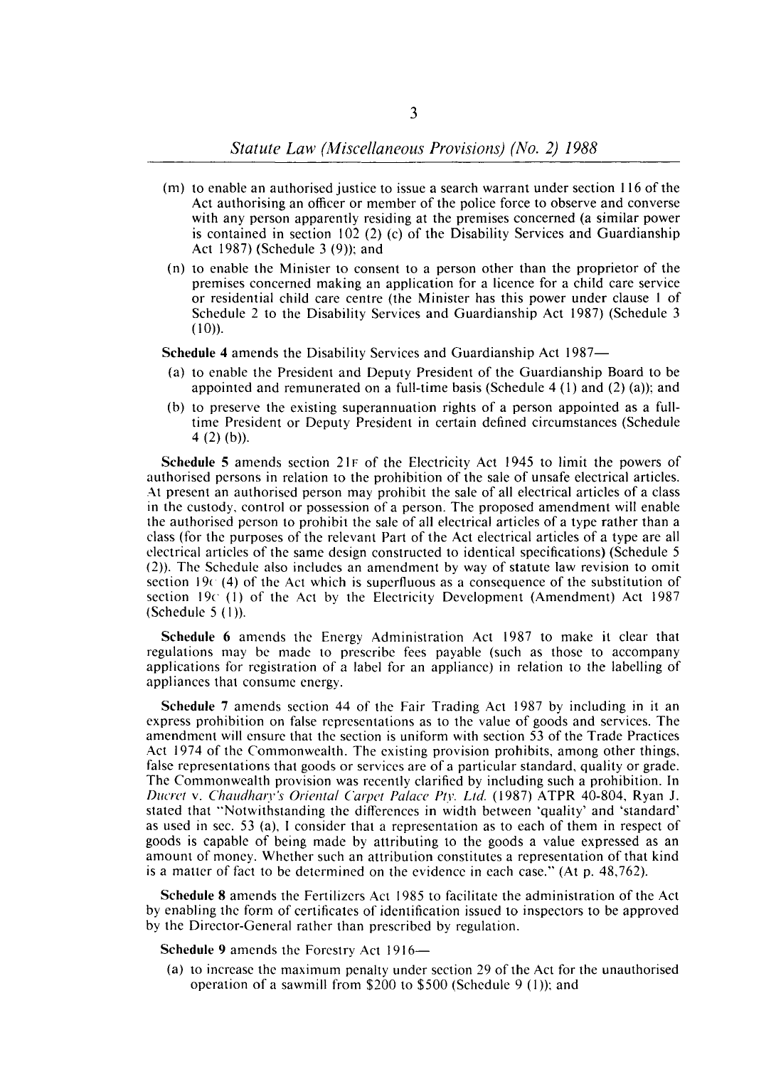(m) to enable an authorised justice to issue a search warrant under section 116 of the Act authorising an officer or member of the police force to observe and converse with any person apparently residing at the premises concerned (a similar power is contained in section 102 (2) (c) of the Disability Services and Guardianship Act 1987) (Schedule 3 (9)); and

(n) to enable the Minister to consent to a person other than the proprietor of the premises concerned making an application for a licence for a child care service or residential child care centre (the Minister has this power under clause 1 of Schedule 2 to the Disability Services and Guardianship Act 1987) (Schedule 3 (10)).

**Schedule 4** amends the Disability Services and Guardianship Act 1987—

(a) to enable the President and Deputy President of the Guardianship Board to be appointed and remunerated on a full-time basis (Schedule 4 (1) and (2) (a)); and

(b) to preserve the existing superannuation rights of a person appointed as a full-time President or Deputy President in certain defined circumstances (Schedule 4 (2) (b)).

**Schedule 5** amends section 21F of the Electricity Act 1945 to limit the powers of authorised persons in relation to the prohibition of the sale of unsafe electrical articles. At present an authorised person may prohibit the sale of all electrical articles of a class in the custody, control or possession of a person. The proposed amendment will enable the authorised person to prohibit the sale of all electrical articles of a type rather than a class (for the purposes of the relevant Part of the Act electrical articles of a type are all electrical articles of the same design constructed to identical specifications) (Schedule 5 (2)). The Schedule also includes an amendment by way of statute law revision to omit section 19C (4) of the Act which is superfluous as a consequence of the substitution of section 19C (1) of the Act by the Electricity Development (Amendment) Act 1987 (Schedule 5 (1)).

**Schedule 6** amends the Energy Administration Act 1987 to make it clear that regulations may be made to prescribe fees payable (such as those to accompany applications for registration of a label for an appliance) in relation to the labelling of appliances that consume energy.

**Schedule 7** amends section 44 of the Fair Trading Act 1987 by including in it an express prohibition on false representations as to the value of goods and services. The amendment will ensure that the section is uniform with section 53 of the Trade Practices Act 1974 of the Commonwealth. The existing provision prohibits, among other things, false representations that goods or services are of a particular standard, quality or grade. The Commonwealth provision was recently clarified by including such a prohibition. In *Ducret* v. *Chaudhary's Oriental Carpet Palace Pty. Ltd.* (1987) ATPR 40-804, Ryan J. stated that "Notwithstanding the differences in width between 'quality' and 'standard' as used in sec. 53 (a), I consider that a representation as to each of them in respect of goods is capable of being made by attributing to the goods a value expressed as an amount of money. Whether such an attribution constitutes a representation of that kind is a matter of fact to be determined on the evidence in each case." (At p. 48,762).

**Schedule 8** amends the Fertilizers Act 1985 to facilitate the administration of the Act by enabling the form of certificates of identification issued to inspectors to be approved by the Director-General rather than prescribed by regulation.

**Schedule 9** amends the Forestry Act 1916—

(a) to increase the maximum penalty under section 29 of the Act for the unauthorised operation of a sawmill from $200 to $500 (Schedule 9 (1)); and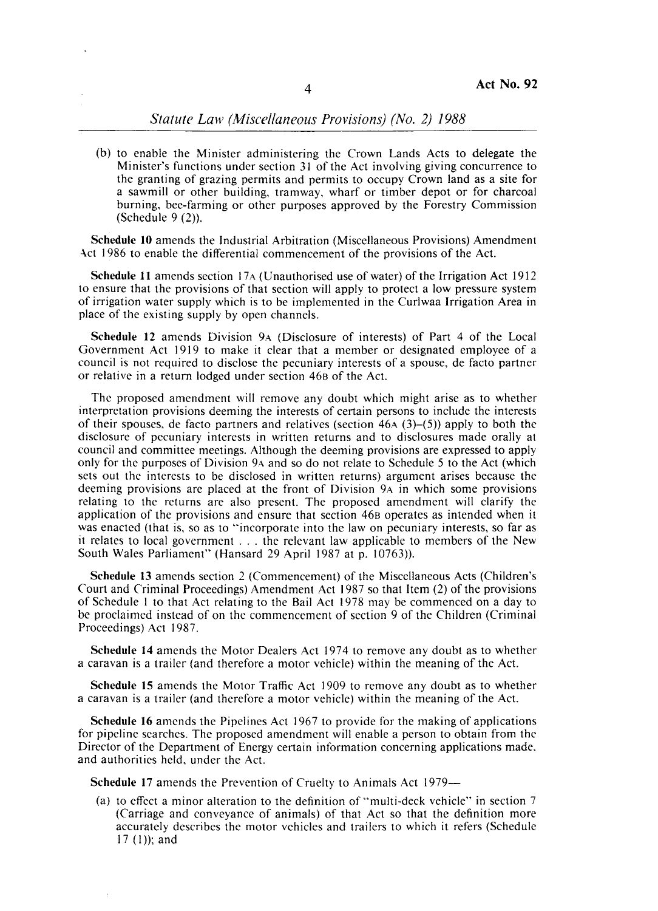(b) to enable the Minister administering the Crown Lands Acts to delegate the Minister's functions under section 31 of the Act involving giving concurrence to the granting of grazing permits and permits to occupy Crown land as a site for a sawmill or other building, tramway, wharf or timber depot or for charcoal burning, bee-farming or other purposes approved by the Forestry Commission (Schedule 9 (2)).

**Schedule 10** amends the Industrial Arbitration (Miscellaneous Provisions) Amendment Act 1986 to enable the differential commencement of the provisions of the Act.

**Schedule 11** amends section 17A (Unauthorised use of water) of the Irrigation Act 1912 to ensure that the provisions of that section will apply to protect a low pressure system of irrigation water supply which is to be implemented in the Curlwaa Irrigation Area in place of the existing supply by open channels.

**Schedule 12** amends Division 9A (Disclosure of interests) of Part 4 of the Local Government Act 1919 to make it clear that a member or designated employee of a council is not required to disclose the pecuniary interests of a spouse, de facto partner or relative in a return lodged under section 46B of the Act.

The proposed amendment will remove any doubt which might arise as to whether interpretation provisions deeming the interests of certain persons to include the interests of their spouses, de facto partners and relatives (section 46A (3)–(5)) apply to both the disclosure of pecuniary interests in written returns and to disclosures made orally at council and committee meetings. Although the deeming provisions are expressed to apply only for the purposes of Division 9A and so do not relate to Schedule 5 to the Act (which sets out the interests to be disclosed in written returns) argument arises because the deeming provisions are placed at the front of Division 9A in which some provisions relating to the returns are also present. The proposed amendment will clarify the application of the provisions and ensure that section 46B operates as intended when it was enacted (that is, so as to "incorporate into the law on pecuniary interests, so far as it relates to local government . . . the relevant law applicable to members of the New South Wales Parliament" (Hansard 29 April 1987 at p. 10763)).

**Schedule 13** amends section 2 (Commencement) of the Miscellaneous Acts (Children's Court and Criminal Proceedings) Amendment Act 1987 so that Item (2) of the provisions of Schedule 1 to that Act relating to the Bail Act 1978 may be commenced on a day to be proclaimed instead of on the commencement of section 9 of the Children (Criminal Proceedings) Act 1987.

**Schedule 14** amends the Motor Dealers Act 1974 to remove any doubt as to whether a caravan is a trailer (and therefore a motor vehicle) within the meaning of the Act.

**Schedule 15** amends the Motor Traffic Act 1909 to remove any doubt as to whether a caravan is a trailer (and therefore a motor vehicle) within the meaning of the Act.

**Schedule 16** amends the Pipelines Act 1967 to provide for the making of applications for pipeline searches. The proposed amendment will enable a person to obtain from the Director of the Department of Energy certain information concerning applications made, and authorities held, under the Act.

**Schedule 17** amends the Prevention of Cruelty to Animals Act 1979—

(a) to effect a minor alteration to the definition of "multi-deck vehicle" in section 7 (Carriage and conveyance of animals) of that Act so that the definition more accurately describes the motor vehicles and trailers to which it refers (Schedule 17 (1)); and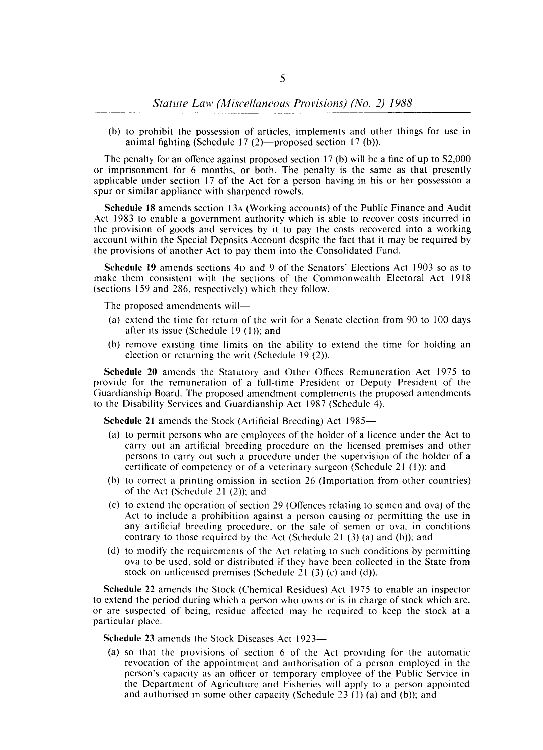(b) to prohibit the possession of articles, implements and other things for use in animal fighting (Schedule 17 (2)—proposed section 17 (b)).

The penalty for an offence against proposed section 17 (b) will be a fine of up to $2,000 or imprisonment for 6 months, or both. The penalty is the same as that presently applicable under section 17 of the Act for a person having in his or her possession a spur or similar appliance with sharpened rowels.

**Schedule 18** amends section 13A (Working accounts) of the Public Finance and Audit Act 1983 to enable a government authority which is able to recover costs incurred in the provision of goods and services by it to pay the costs recovered into a working account within the Special Deposits Account despite the fact that it may be required by the provisions of another Act to pay them into the Consolidated Fund.

**Schedule 19** amends sections 4D and 9 of the Senators' Elections Act 1903 so as to make them consistent with the sections of the Commonwealth Electoral Act 1918 (sections 159 and 286, respectively) which they follow.

The proposed amendments will—

(a) extend the time for return of the writ for a Senate election from 90 to 100 days after its issue (Schedule 19 (1)); and

(b) remove existing time limits on the ability to extend the time for holding an election or returning the writ (Schedule 19 (2)).

**Schedule 20** amends the Statutory and Other Offices Remuneration Act 1975 to provide for the remuneration of a full-time President or Deputy President of the Guardianship Board. The proposed amendment complements the proposed amendments to the Disability Services and Guardianship Act 1987 (Schedule 4).

**Schedule 21** amends the Stock (Artificial Breeding) Act 1985—

(a) to permit persons who are employees of the holder of a licence under the Act to carry out an artificial breeding procedure on the licensed premises and other persons to carry out such a procedure under the supervision of the holder of a certificate of competency or of a veterinary surgeon (Schedule 21 (1)); and

(b) to correct a printing omission in section 26 (Importation from other countries) of the Act (Schedule 21 (2)); and

(c) to extend the operation of section 29 (Offences relating to semen and ova) of the Act to include a prohibition against a person causing or permitting the use in any artificial breeding procedure, or the sale of semen or ova, in conditions contrary to those required by the Act (Schedule 21 (3) (a) and (b)); and

(d) to modify the requirements of the Act relating to such conditions by permitting ova to be used, sold or distributed if they have been collected in the State from stock on unlicensed premises (Schedule 21 (3) (c) and (d)).

**Schedule 22** amends the Stock (Chemical Residues) Act 1975 to enable an inspector to extend the period during which a person who owns or is in charge of stock which are, or are suspected of being, residue affected may be required to keep the stock at a particular place.

**Schedule 23** amends the Stock Diseases Act 1923—

(a) so that the provisions of section 6 of the Act providing for the automatic revocation of the appointment and authorisation of a person employed in the person's capacity as an officer or temporary employee of the Public Service in the Department of Agriculture and Fisheries will apply to a person appointed and authorised in some other capacity (Schedule 23 (1) (a) and (b)); and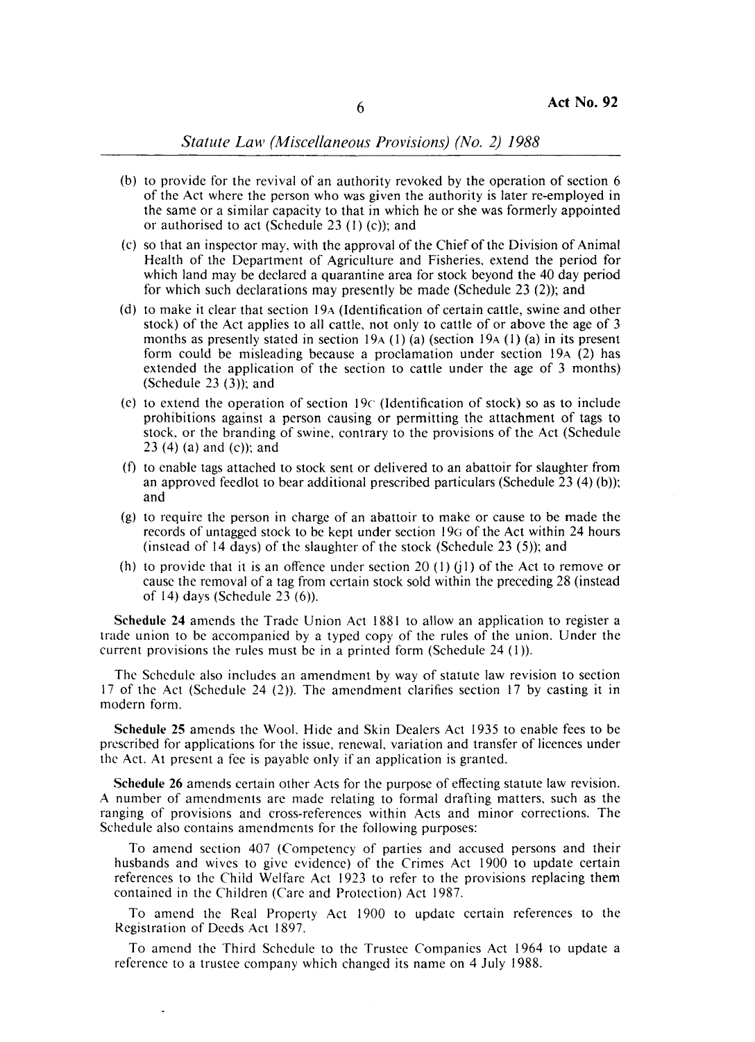(b) to provide for the revival of an authority revoked by the operation of section 6 of the Act where the person who was given the authority is later re-employed in the same or a similar capacity to that in which he or she was formerly appointed or authorised to act (Schedule 23 (1) (c)); and

(c) so that an inspector may, with the approval of the Chief of the Division of Animal Health of the Department of Agriculture and Fisheries, extend the period for which land may be declared a quarantine area for stock beyond the 40 day period for which such declarations may presently be made (Schedule 23 (2)); and

(d) to make it clear that section 19A (Identification of certain cattle, swine and other stock) of the Act applies to all cattle, not only to cattle of or above the age of 3 months as presently stated in section 19A (1) (a) (section 19A (1) (a) in its present form could be misleading because a proclamation under section 19A (2) has extended the application of the section to cattle under the age of 3 months) (Schedule 23 (3)); and

(e) to extend the operation of section 19C (Identification of stock) so as to include prohibitions against a person causing or permitting the attachment of tags to stock, or the branding of swine, contrary to the provisions of the Act (Schedule 23 (4) (a) and (c)); and

(f) to enable tags attached to stock sent or delivered to an abattoir for slaughter from an approved feedlot to bear additional prescribed particulars (Schedule 23 (4) (b)); and

(g) to require the person in charge of an abattoir to make or cause to be made the records of untagged stock to be kept under section 19G of the Act within 24 hours (instead of 14 days) of the slaughter of the stock (Schedule 23 (5)); and

(h) to provide that it is an offence under section 20 (1) (j1) of the Act to remove or cause the removal of a tag from certain stock sold within the preceding 28 (instead of 14) days (Schedule 23 (6)).

**Schedule 24** amends the Trade Union Act 1881 to allow an application to register a trade union to be accompanied by a typed copy of the rules of the union. Under the current provisions the rules must be in a printed form (Schedule 24 (1)).

The Schedule also includes an amendment by way of statute law revision to section 17 of the Act (Schedule 24 (2)). The amendment clarifies section 17 by casting it in modern form.

**Schedule 25** amends the Wool, Hide and Skin Dealers Act 1935 to enable fees to be prescribed for applications for the issue, renewal, variation and transfer of licences under the Act. At present a fee is payable only if an application is granted.

**Schedule 26** amends certain other Acts for the purpose of effecting statute law revision. A number of amendments are made relating to formal drafting matters, such as the ranging of provisions and cross-references within Acts and minor corrections. The Schedule also contains amendments for the following purposes:

To amend section 407 (Competency of parties and accused persons and their husbands and wives to give evidence) of the Crimes Act 1900 to update certain references to the Child Welfare Act 1923 to refer to the provisions replacing them contained in the Children (Care and Protection) Act 1987.

To amend the Real Property Act 1900 to update certain references to the Registration of Deeds Act 1897.

To amend the Third Schedule to the Trustee Companies Act 1964 to update a reference to a trustee company which changed its name on 4 July 1988.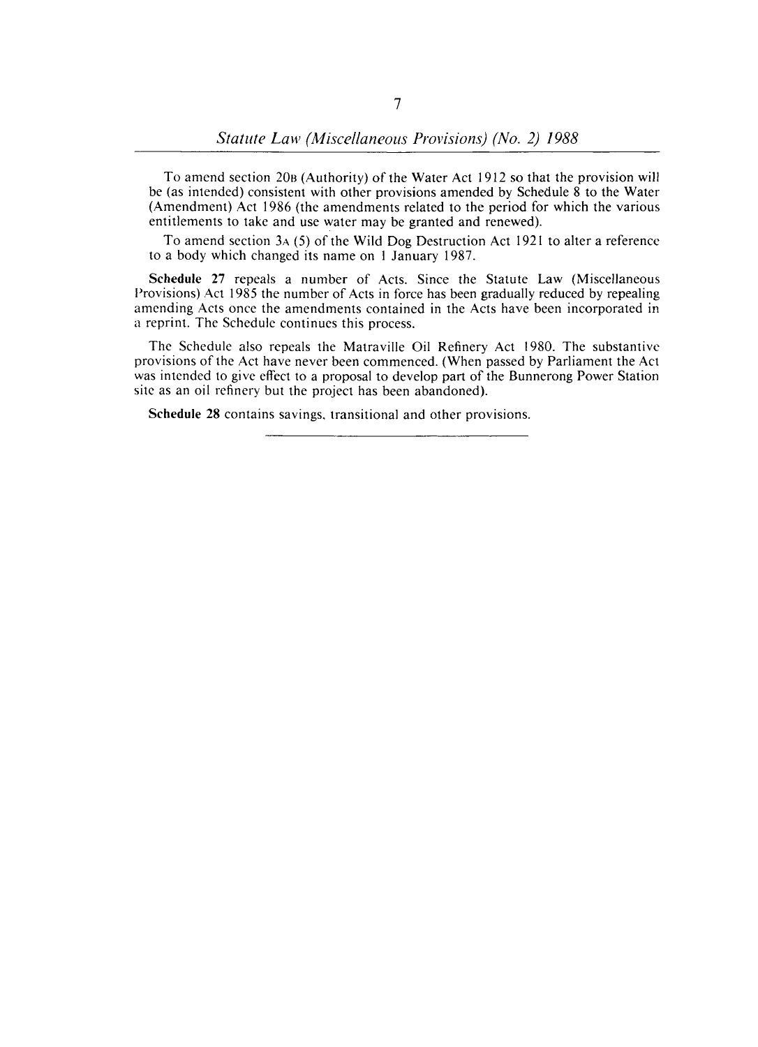To amend section 20B (Authority) of the Water Act 1912 so that the provision will be (as intended) consistent with other provisions amended by Schedule 8 to the Water (Amendment) Act 1986 (the amendments related to the period for which the various entitlements to take and use water may be granted and renewed).

To amend section 3A (5) of the Wild Dog Destruction Act 1921 to alter a reference to a body which changed its name on 1 January 1987.

**Schedule 27** repeals a number of Acts. Since the Statute Law (Miscellaneous Provisions) Act 1985 the number of Acts in force has been gradually reduced by repealing amending Acts once the amendments contained in the Acts have been incorporated in a reprint. The Schedule continues this process.

The Schedule also repeals the Matraville Oil Refinery Act 1980. The substantive provisions of the Act have never been commenced. (When passed by Parliament the Act was intended to give effect to a proposal to develop part of the Bunnerong Power Station site as an oil refinery but the project has been abandoned).

**Schedule 28** contains savings, transitional and other provisions.